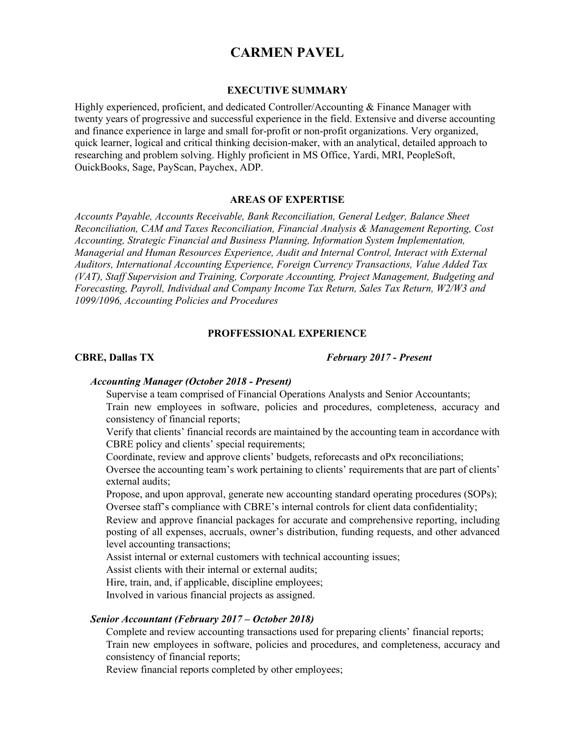# CARMEN PAVEL

## EXECUTIVE SUMMARY

Highly experienced, proficient, and dedicated Controller/Accounting & Finance Manager with twenty years of progressive and successful experience in the field. Extensive and diverse accounting and finance experience in large and small for-profit or non-profit organizations. Very organized, quick learner, logical and critical thinking decision-maker, with an analytical, detailed approach to researching and problem solving. Highly proficient in MS Office, Yardi, MRI, PeopleSoft, OuickBooks, Sage, PayScan, Paychex, ADP.

## AREAS OF EXPERTISE

*Accounts Payable, Accounts Receivable, Bank Reconciliation, General Ledger, Balance Sheet Reconciliation, CAM and Taxes Reconciliation, Financial Analysis & Management Reporting, Cost Accounting, Strategic Financial and Business Planning, Information System Implementation, Managerial and Human Resources Experience, Audit and Internal Control, Interact with External Auditors, International Accounting Experience, Foreign Currency Transactions, Value Added Tax (VAT), Staff Supervision and Training, Corporate Accounting, Project Management, Budgeting and Forecasting, Payroll, Individual and Company Income Tax Return, Sales Tax Return, W2/W3 and 1099/1096, Accounting Policies and Procedures*

## PROFFESSIONAL EXPERIENCE

**CBRE, Dallas TX** — ***February 2017 - Present***

***Accounting Manager (October 2018 - Present)***

Supervise a team comprised of Financial Operations Analysts and Senior Accountants;
Train new employees in software, policies and procedures, completeness, accuracy and consistency of financial reports;
Verify that clients' financial records are maintained by the accounting team in accordance with CBRE policy and clients' special requirements;
Coordinate, review and approve clients' budgets, reforecasts and oPx reconciliations;
Oversee the accounting team's work pertaining to clients' requirements that are part of clients' external audits;
Propose, and upon approval, generate new accounting standard operating procedures (SOPs);
Oversee staff's compliance with CBRE's internal controls for client data confidentiality;
Review and approve financial packages for accurate and comprehensive reporting, including posting of all expenses, accruals, owner's distribution, funding requests, and other advanced level accounting transactions;
Assist internal or external customers with technical accounting issues;
Assist clients with their internal or external audits;
Hire, train, and, if applicable, discipline employees;
Involved in various financial projects as assigned.

***Senior Accountant (February 2017 – October 2018)***

Complete and review accounting transactions used for preparing clients' financial reports;
Train new employees in software, policies and procedures, and completeness, accuracy and consistency of financial reports;
Review financial reports completed by other employees;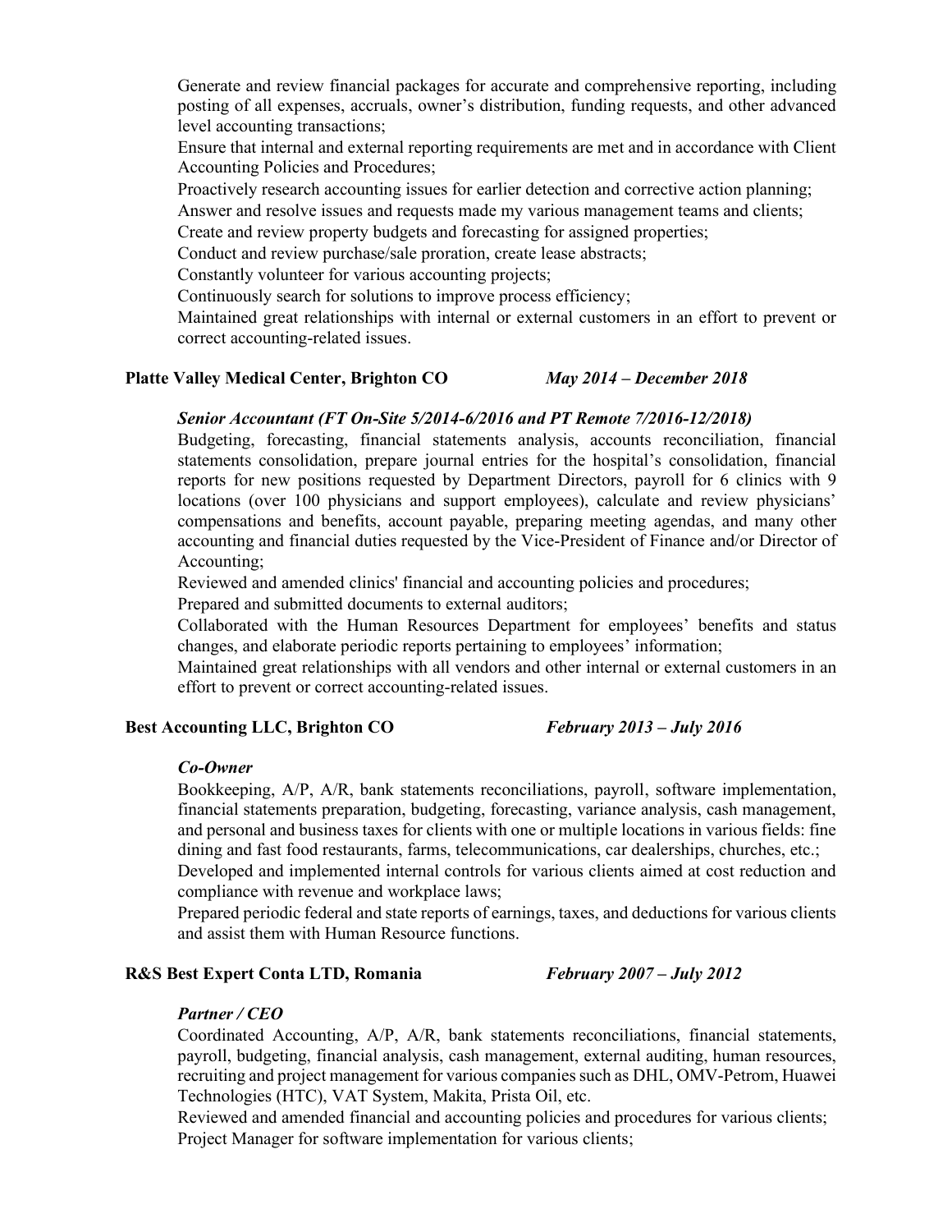Generate and review financial packages for accurate and comprehensive reporting, including posting of all expenses, accruals, owner's distribution, funding requests, and other advanced level accounting transactions;

Ensure that internal and external reporting requirements are met and in accordance with Client Accounting Policies and Procedures;

Proactively research accounting issues for earlier detection and corrective action planning;

Answer and resolve issues and requests made my various management teams and clients;

Create and review property budgets and forecasting for assigned properties;

Conduct and review purchase/sale proration, create lease abstracts;

Constantly volunteer for various accounting projects;

Continuously search for solutions to improve process efficiency;

Maintained great relationships with internal or external customers in an effort to prevent or correct accounting-related issues.

**Platte Valley Medical Center, Brighton CO** ***May 2014 – December 2018***

***Senior Accountant (FT On-Site 5/2014-6/2016 and PT Remote 7/2016-12/2018)***

Budgeting, forecasting, financial statements analysis, accounts reconciliation, financial statements consolidation, prepare journal entries for the hospital's consolidation, financial reports for new positions requested by Department Directors, payroll for 6 clinics with 9 locations (over 100 physicians and support employees), calculate and review physicians' compensations and benefits, account payable, preparing meeting agendas, and many other accounting and financial duties requested by the Vice-President of Finance and/or Director of Accounting;

Reviewed and amended clinics' financial and accounting policies and procedures;

Prepared and submitted documents to external auditors;

Collaborated with the Human Resources Department for employees' benefits and status changes, and elaborate periodic reports pertaining to employees' information;

Maintained great relationships with all vendors and other internal or external customers in an effort to prevent or correct accounting-related issues.

**Best Accounting LLC, Brighton CO** ***February 2013 – July 2016***

***Co-Owner***

Bookkeeping, A/P, A/R, bank statements reconciliations, payroll, software implementation, financial statements preparation, budgeting, forecasting, variance analysis, cash management, and personal and business taxes for clients with one or multiple locations in various fields: fine dining and fast food restaurants, farms, telecommunications, car dealerships, churches, etc.;

Developed and implemented internal controls for various clients aimed at cost reduction and compliance with revenue and workplace laws;

Prepared periodic federal and state reports of earnings, taxes, and deductions for various clients and assist them with Human Resource functions.

**R&S Best Expert Conta LTD, Romania** ***February 2007 – July 2012***

***Partner / CEO***

Coordinated Accounting, A/P, A/R, bank statements reconciliations, financial statements, payroll, budgeting, financial analysis, cash management, external auditing, human resources, recruiting and project management for various companies such as DHL, OMV-Petrom, Huawei Technologies (HTC), VAT System, Makita, Prista Oil, etc.

Reviewed and amended financial and accounting policies and procedures for various clients;

Project Manager for software implementation for various clients;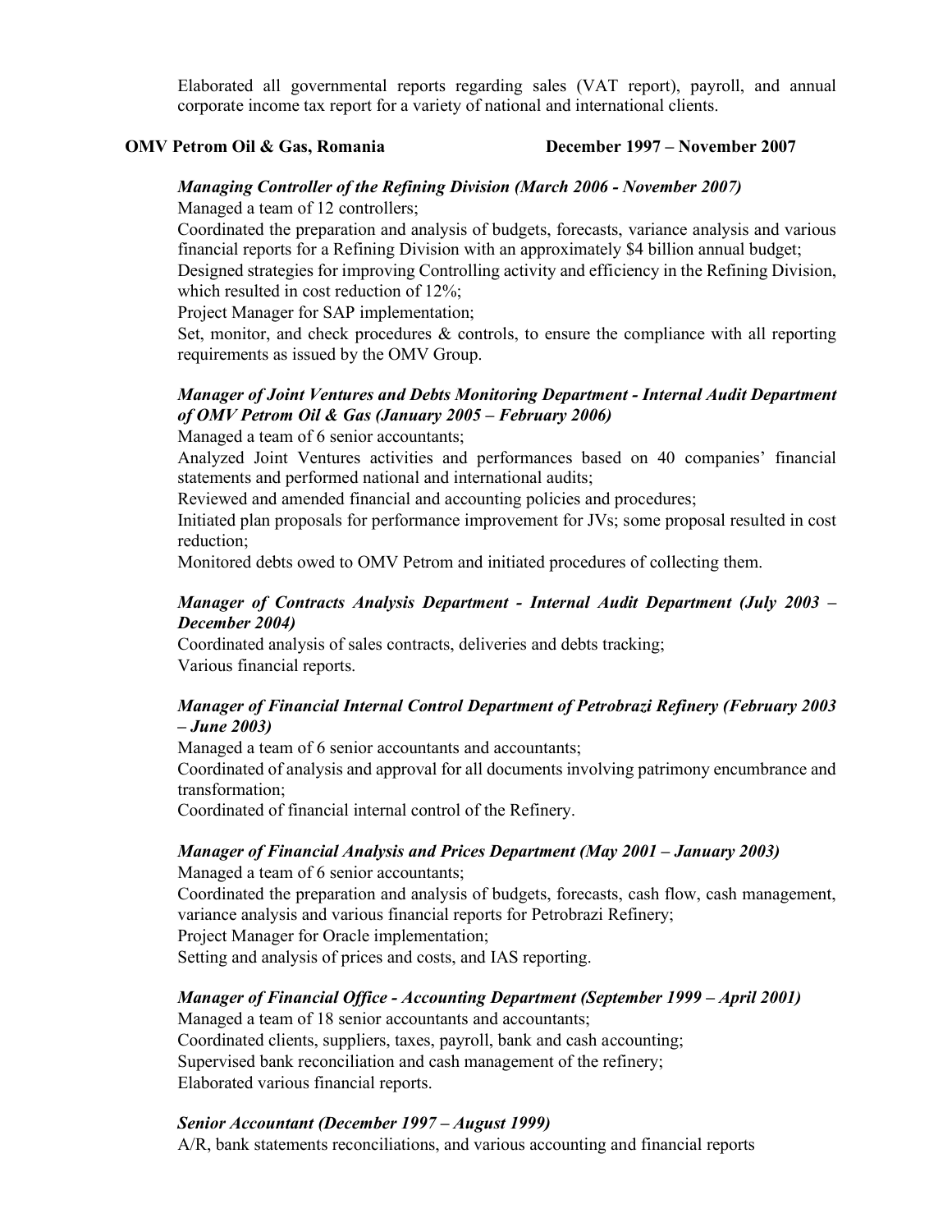Elaborated all governmental reports regarding sales (VAT report), payroll, and annual corporate income tax report for a variety of national and international clients.

**OMV Petrom Oil & Gas, Romania** **December 1997 – November 2007**

***Managing Controller of the Refining Division (March 2006 - November 2007)***

Managed a team of 12 controllers;

Coordinated the preparation and analysis of budgets, forecasts, variance analysis and various financial reports for a Refining Division with an approximately $4 billion annual budget;

Designed strategies for improving Controlling activity and efficiency in the Refining Division, which resulted in cost reduction of 12%;

Project Manager for SAP implementation;

Set, monitor, and check procedures & controls, to ensure the compliance with all reporting requirements as issued by the OMV Group.

***Manager of Joint Ventures and Debts Monitoring Department - Internal Audit Department of OMV Petrom Oil & Gas (January 2005 – February 2006)***

Managed a team of 6 senior accountants;

Analyzed Joint Ventures activities and performances based on 40 companies' financial statements and performed national and international audits;

Reviewed and amended financial and accounting policies and procedures;

Initiated plan proposals for performance improvement for JVs; some proposal resulted in cost reduction;

Monitored debts owed to OMV Petrom and initiated procedures of collecting them.

***Manager of Contracts Analysis Department - Internal Audit Department (July 2003 – December 2004)***

Coordinated analysis of sales contracts, deliveries and debts tracking;

Various financial reports.

***Manager of Financial Internal Control Department of Petrobrazi Refinery (February 2003 – June 2003)***

Managed a team of 6 senior accountants and accountants;

Coordinated of analysis and approval for all documents involving patrimony encumbrance and transformation;

Coordinated of financial internal control of the Refinery.

***Manager of Financial Analysis and Prices Department (May 2001 – January 2003)***

Managed a team of 6 senior accountants;

Coordinated the preparation and analysis of budgets, forecasts, cash flow, cash management, variance analysis and various financial reports for Petrobrazi Refinery;

Project Manager for Oracle implementation;

Setting and analysis of prices and costs, and IAS reporting.

***Manager of Financial Office - Accounting Department (September 1999 – April 2001)***

Managed a team of 18 senior accountants and accountants;

Coordinated clients, suppliers, taxes, payroll, bank and cash accounting;

Supervised bank reconciliation and cash management of the refinery;

Elaborated various financial reports.

***Senior Accountant (December 1997 – August 1999)***

A/R, bank statements reconciliations, and various accounting and financial reports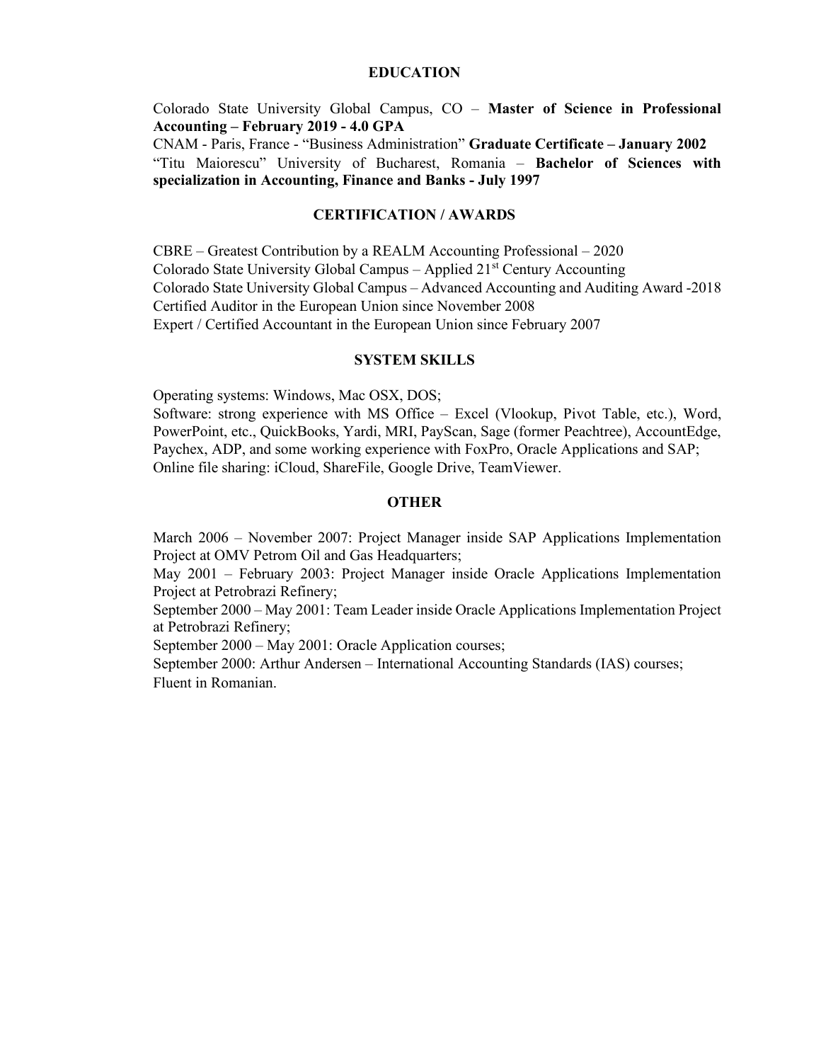## EDUCATION

Colorado State University Global Campus, CO – **Master of Science in Professional Accounting – February 2019 - 4.0 GPA**
CNAM - Paris, France - "Business Administration" **Graduate Certificate – January 2002**
"Titu Maiorescu" University of Bucharest, Romania – **Bachelor of Sciences with specialization in Accounting, Finance and Banks - July 1997**

## CERTIFICATION / AWARDS

CBRE – Greatest Contribution by a REALM Accounting Professional – 2020
Colorado State University Global Campus – Applied 21st Century Accounting
Colorado State University Global Campus – Advanced Accounting and Auditing Award -2018
Certified Auditor in the European Union since November 2008
Expert / Certified Accountant in the European Union since February 2007

## SYSTEM SKILLS

Operating systems: Windows, Mac OSX, DOS;
Software: strong experience with MS Office – Excel (Vlookup, Pivot Table, etc.), Word, PowerPoint, etc., QuickBooks, Yardi, MRI, PayScan, Sage (former Peachtree), AccountEdge, Paychex, ADP, and some working experience with FoxPro, Oracle Applications and SAP;
Online file sharing: iCloud, ShareFile, Google Drive, TeamViewer.

## OTHER

March 2006 – November 2007: Project Manager inside SAP Applications Implementation Project at OMV Petrom Oil and Gas Headquarters;
May 2001 – February 2003: Project Manager inside Oracle Applications Implementation Project at Petrobrazi Refinery;
September 2000 – May 2001: Team Leader inside Oracle Applications Implementation Project at Petrobrazi Refinery;
September 2000 – May 2001: Oracle Application courses;
September 2000: Arthur Andersen – International Accounting Standards (IAS) courses;
Fluent in Romanian.